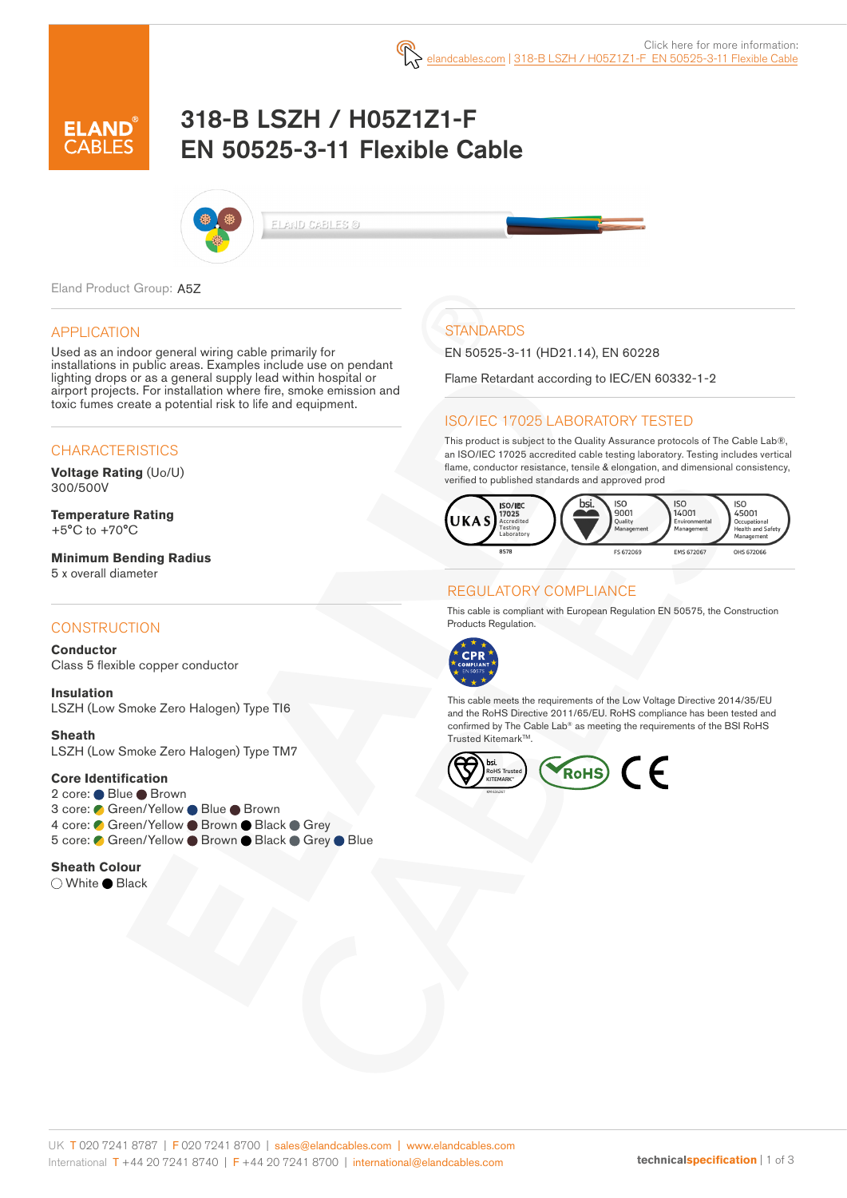Click here for more information: elandcables.com | 318-B LSZH / H05Z1Z1-F EN 50525-3-11 Flexible Cable

# 318-B LSZH / H05Z1Z1-F EN 50525-3-11 Flexible Cable

Eland Product Group: A5Z

## APPLICATION

Used as an indoor general wiring cable primarily for installations in public areas. Examples include use on pendant lighting drops or as a general supply lead within hospital or airport projects. For installation where fire, smoke emission and toxic fumes create a potential risk to life and equipment.

## CHARACTERISTICS

**Voltage Rating** (Uo/U)
300/500V

**Temperature Rating**
+5°C to +70°C

**Minimum Bending Radius**
5 x overall diameter

## CONSTRUCTION

**Conductor**
Class 5 flexible copper conductor

**Insulation**
LSZH (Low Smoke Zero Halogen) Type TI6

**Sheath**
LSZH (Low Smoke Zero Halogen) Type TM7

**Core Identification**
2 core: Blue, Brown
3 core: Green/Yellow, Blue, Brown
4 core: Green/Yellow, Brown, Black, Grey
5 core: Green/Yellow, Brown, Black, Grey, Blue

**Sheath Colour**
White, Black

## STANDARDS

EN 50525-3-11 (HD21.14), EN 60228

Flame Retardant according to IEC/EN 60332-1-2

## ISO/IEC 17025 LABORATORY TESTED

This product is subject to the Quality Assurance protocols of The Cable Lab®, an ISO/IEC 17025 accredited cable testing laboratory. Testing includes vertical flame, conductor resistance, tensile & elongation, and dimensional consistency, verified to published standards and approved prod

UKAS ISO/IEC 17025 Accredited Testing Laboratory 8578 | bsi. ISO 9001 Quality Management FS 672069 | ISO 14001 Environmental Management EMS 672067 | ISO 45001 Occupational Health and Safety Management OHS 672066

## REGULATORY COMPLIANCE

This cable is compliant with European Regulation EN 50575, the Construction Products Regulation.

CPR COMPLIANT EN 50575

This cable meets the requirements of the Low Voltage Directive 2014/35/EU and the RoHS Directive 2011/65/EU. RoHS compliance has been tested and confirmed by The Cable Lab® as meeting the requirements of the BSI RoHS Trusted Kitemark™.

bsi. RoHS Trusted KITEMARK™ | RoHS | CE

UK T 020 7241 8787 | F 020 7241 8700 | sales@elandcables.com | www.elandcables.com
International T +44 20 7241 8740 | F +44 20 7241 8700 | international@elandcables.com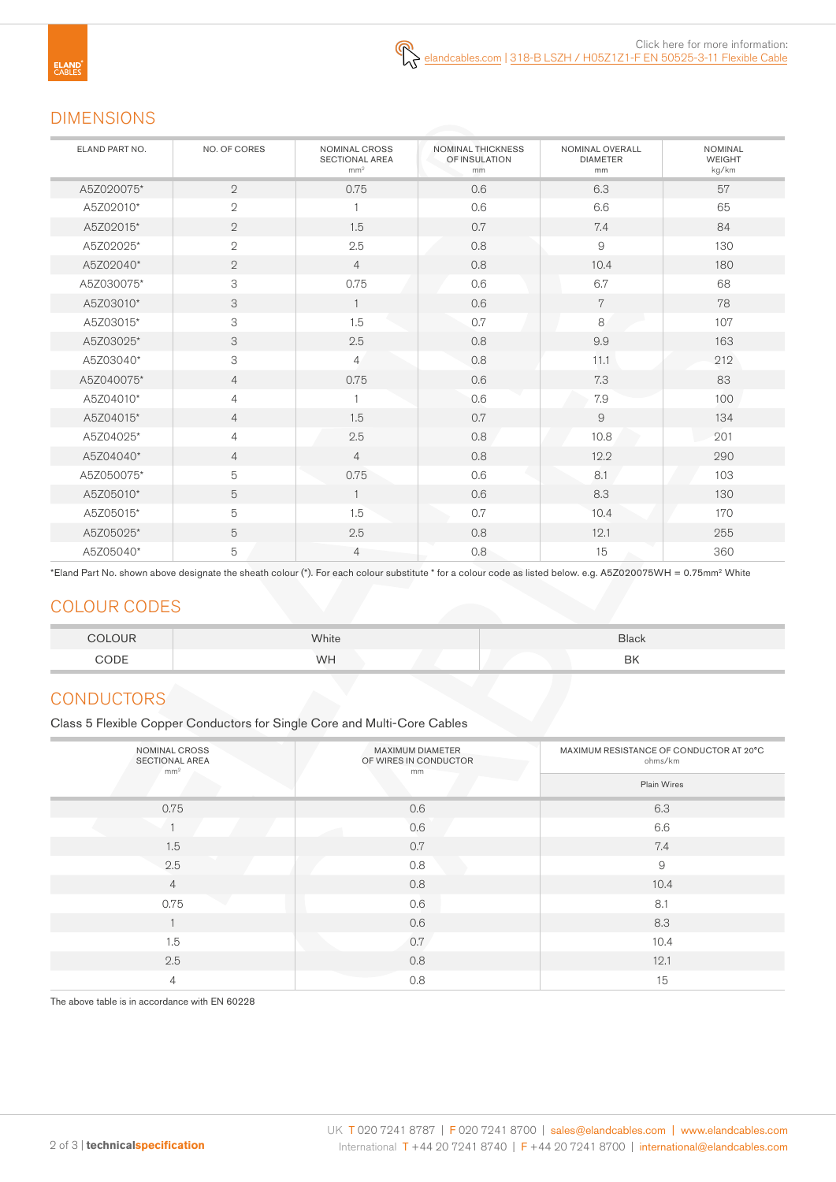Click here for more information:
elandcables.com | 318-B LSZH / H05Z1Z1-F EN 50525-3-11 Flexible Cable

## DIMENSIONS

| ELAND PART NO. | NO. OF CORES | NOMINAL CROSS SECTIONAL AREA mm² | NOMINAL THICKNESS OF INSULATION mm | NOMINAL OVERALL DIAMETER mm | NOMINAL WEIGHT kg/km |
|---|---|---|---|---|---|
| A5Z020075* | 2 | 0.75 | 0.6 | 6.3 | 57 |
| A5Z02010* | 2 | 1 | 0.6 | 6.6 | 65 |
| A5Z02015* | 2 | 1.5 | 0.7 | 7.4 | 84 |
| A5Z02025* | 2 | 2.5 | 0.8 | 9 | 130 |
| A5Z02040* | 2 | 4 | 0.8 | 10.4 | 180 |
| A5Z030075* | 3 | 0.75 | 0.6 | 6.7 | 68 |
| A5Z03010* | 3 | 1 | 0.6 | 7 | 78 |
| A5Z03015* | 3 | 1.5 | 0.7 | 8 | 107 |
| A5Z03025* | 3 | 2.5 | 0.8 | 9.9 | 163 |
| A5Z03040* | 3 | 4 | 0.8 | 11.1 | 212 |
| A5Z040075* | 4 | 0.75 | 0.6 | 7.3 | 83 |
| A5Z04010* | 4 | 1 | 0.6 | 7.9 | 100 |
| A5Z04015* | 4 | 1.5 | 0.7 | 9 | 134 |
| A5Z04025* | 4 | 2.5 | 0.8 | 10.8 | 201 |
| A5Z04040* | 4 | 4 | 0.8 | 12.2 | 290 |
| A5Z050075* | 5 | 0.75 | 0.6 | 8.1 | 103 |
| A5Z05010* | 5 | 1 | 0.6 | 8.3 | 130 |
| A5Z05015* | 5 | 1.5 | 0.7 | 10.4 | 170 |
| A5Z05025* | 5 | 2.5 | 0.8 | 12.1 | 255 |
| A5Z05040* | 5 | 4 | 0.8 | 15 | 360 |

*Eland Part No. shown above designate the sheath colour (*). For each colour substitute * for a colour code as listed below. e.g. A5Z020075WH = 0.75mm² White

## COLOUR CODES

| COLOUR | White | Black |
|---|---|---|
| CODE | WH | BK |

## CONDUCTORS

Class 5 Flexible Copper Conductors for Single Core and Multi-Core Cables

| NOMINAL CROSS SECTIONAL AREA mm² | MAXIMUM DIAMETER OF WIRES IN CONDUCTOR mm | MAXIMUM RESISTANCE OF CONDUCTOR AT 20°C ohms/km |
|---|---|---|
| | | Plain Wires |
| 0.75 | 0.6 | 6.3 |
| 1 | 0.6 | 6.6 |
| 1.5 | 0.7 | 7.4 |
| 2.5 | 0.8 | 9 |
| 4 | 0.8 | 10.4 |
| 0.75 | 0.6 | 8.1 |
| 1 | 0.6 | 8.3 |
| 1.5 | 0.7 | 10.4 |
| 2.5 | 0.8 | 12.1 |
| 4 | 0.8 | 15 |

The above table is in accordance with EN 60228

UK T 020 7241 8787 | F 020 7241 8700 | sales@elandcables.com | www.elandcables.com
International T +44 20 7241 8740 | F +44 20 7241 8700 | international@elandcables.com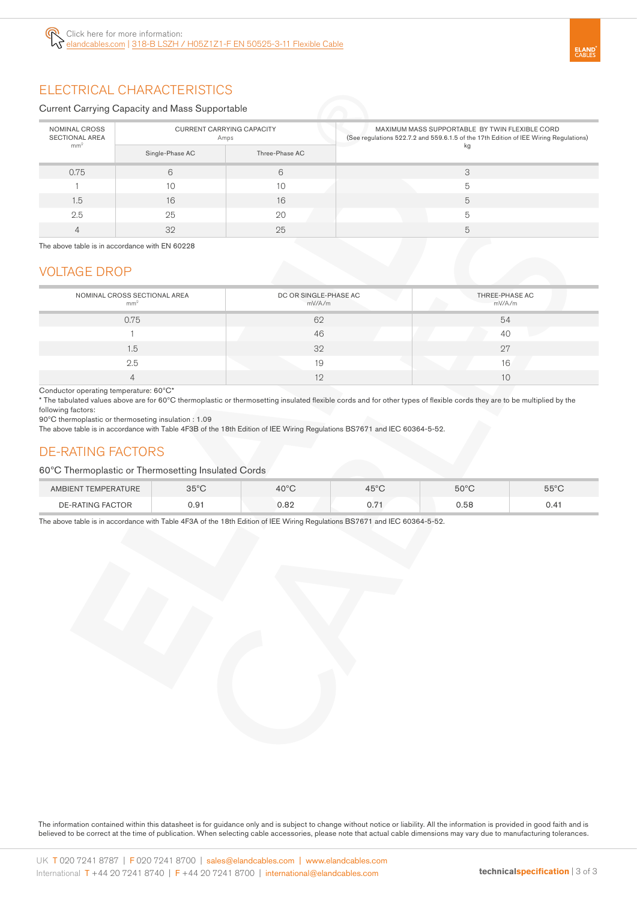Click here for more information:
elandcables.com | 318-B LSZH / H05Z1Z1-F EN 50525-3-11 Flexible Cable

## ELECTRICAL CHARACTERISTICS

Current Carrying Capacity and Mass Supportable

| NOMINAL CROSS SECTIONAL AREA mm² | CURRENT CARRYING CAPACITY Amps | | MAXIMUM MASS SUPPORTABLE BY TWIN FLEXIBLE CORD (See regulations 522.7.2 and 559.6.1.5 of the 17th Edition of IEE Wiring Regulations) kg |
|---|---|---|---|
| | Single-Phase AC | Three-Phase AC | |
| 0.75 | 6 | 6 | 3 |
| 1 | 10 | 10 | 5 |
| 1.5 | 16 | 16 | 5 |
| 2.5 | 25 | 20 | 5 |
| 4 | 32 | 25 | 5 |

The above table is in accordance with EN 60228

## VOLTAGE DROP

| NOMINAL CROSS SECTIONAL AREA mm² | DC OR SINGLE-PHASE AC mV/A/m | THREE-PHASE AC mV/A/m |
|---|---|---|
| 0.75 | 62 | 54 |
| 1 | 46 | 40 |
| 1.5 | 32 | 27 |
| 2.5 | 19 | 16 |
| 4 | 12 | 10 |

Conductor operating temperature: 60°C*
* The tabulated values above are for 60°C thermoplastic or thermosetting insulated flexible cords and for other types of flexible cords they are to be multiplied by the following factors:
90°C thermoplastic or thermoseting insulation : 1.09
The above table is in accordance with Table 4F3B of the 18th Edition of IEE Wiring Regulations BS7671 and IEC 60364-5-52.

## DE-RATING FACTORS

60°C Thermoplastic or Thermosetting Insulated Cords

| AMBIENT TEMPERATURE | 35°C | 40°C | 45°C | 50°C | 55°C |
|---|---|---|---|---|---|
| DE-RATING FACTOR | 0.91 | 0.82 | 0.71 | 0.58 | 0.41 |

The above table is in accordance with Table 4F3A of the 18th Edition of IEE Wiring Regulations BS7671 and IEC 60364-5-52.

The information contained within this datasheet is for guidance only and is subject to change without notice or liability. All the information is provided in good faith and is believed to be correct at the time of publication. When selecting cable accessories, please note that actual cable dimensions may vary due to manufacturing tolerances.

UK T 020 7241 8787 | F 020 7241 8700 | sales@elandcables.com | www.elandcables.com
International T +44 20 7241 8740 | F +44 20 7241 8700 | international@elandcables.com